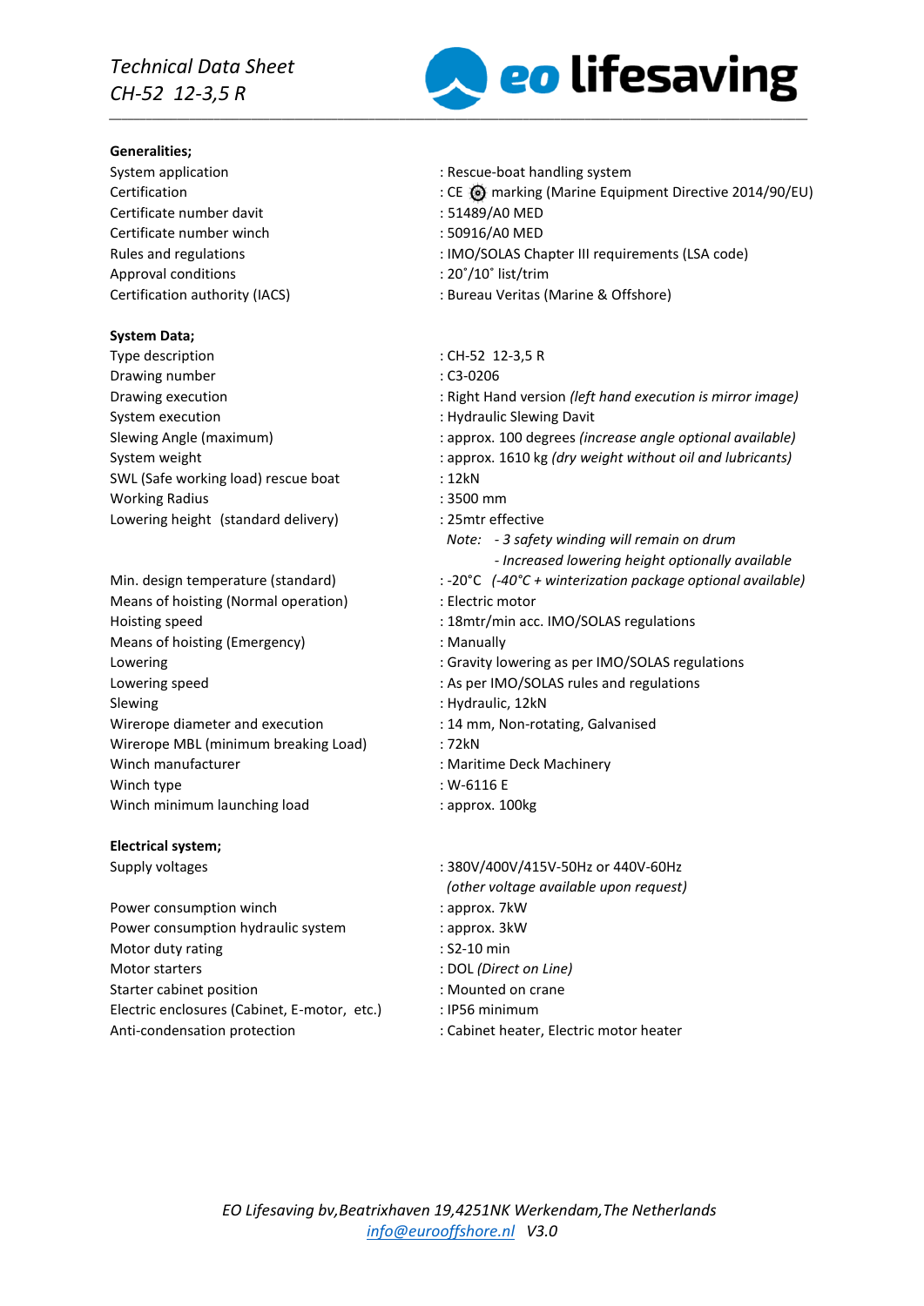# Technical Data Sheet
## CH-52 12-3,5 R

eo lifesaving

**Generalities;**

| | |
|---|---|
| System application | : Rescue-boat handling system |
| Certification | : CE ⚙ marking (Marine Equipment Directive 2014/90/EU) |
| Certificate number davit | : 51489/A0 MED |
| Certificate number winch | : 50916/A0 MED |
| Rules and regulations | : IMO/SOLAS Chapter III requirements (LSA code) |
| Approval conditions | : 20˚/10˚ list/trim |
| Certification authority (IACS) | : Bureau Veritas (Marine & Offshore) |

**System Data;**

| | |
|---|---|
| Type description | : CH-52 12-3,5 R |
| Drawing number | : C3-0206 |
| Drawing execution | : Right Hand version *(left hand execution is mirror image)* |
| System execution | : Hydraulic Slewing Davit |
| Slewing Angle (maximum) | : approx. 100 degrees *(increase angle optional available)* |
| System weight | : approx. 1610 kg *(dry weight without oil and lubricants)* |
| SWL (Safe working load) rescue boat | : 12kN |
| Working Radius | : 3500 mm |
| Lowering height (standard delivery) | : 25mtr effective<br>*Note: - 3 safety winding will remain on drum*<br>*- Increased lowering height optionally available* |
| Min. design temperature (standard) | : -20°C *(-40°C + winterization package optional available)* |
| Means of hoisting (Normal operation) | : Electric motor |
| Hoisting speed | : 18mtr/min acc. IMO/SOLAS regulations |
| Means of hoisting (Emergency) | : Manually |
| Lowering | : Gravity lowering as per IMO/SOLAS regulations |
| Lowering speed | : As per IMO/SOLAS rules and regulations |
| Slewing | : Hydraulic, 12kN |
| Wirerope diameter and execution | : 14 mm, Non-rotating, Galvanised |
| Wirerope MBL (minimum breaking Load) | : 72kN |
| Winch manufacturer | : Maritime Deck Machinery |
| Winch type | : W-6116 E |
| Winch minimum launching load | : approx. 100kg |

**Electrical system;**

| | |
|---|---|
| Supply voltages | : 380V/400V/415V-50Hz or 440V-60Hz<br>*(other voltage available upon request)* |
| Power consumption winch | : approx. 7kW |
| Power consumption hydraulic system | : approx. 3kW |
| Motor duty rating | : S2-10 min |
| Motor starters | : DOL *(Direct on Line)* |
| Starter cabinet position | : Mounted on crane |
| Electric enclosures (Cabinet, E-motor, etc.) | : IP56 minimum |
| Anti-condensation protection | : Cabinet heater, Electric motor heater |

*EO Lifesaving bv,Beatrixhaven 19,4251NK Werkendam,The Netherlands*
*info@eurooffshore.nl V3.0*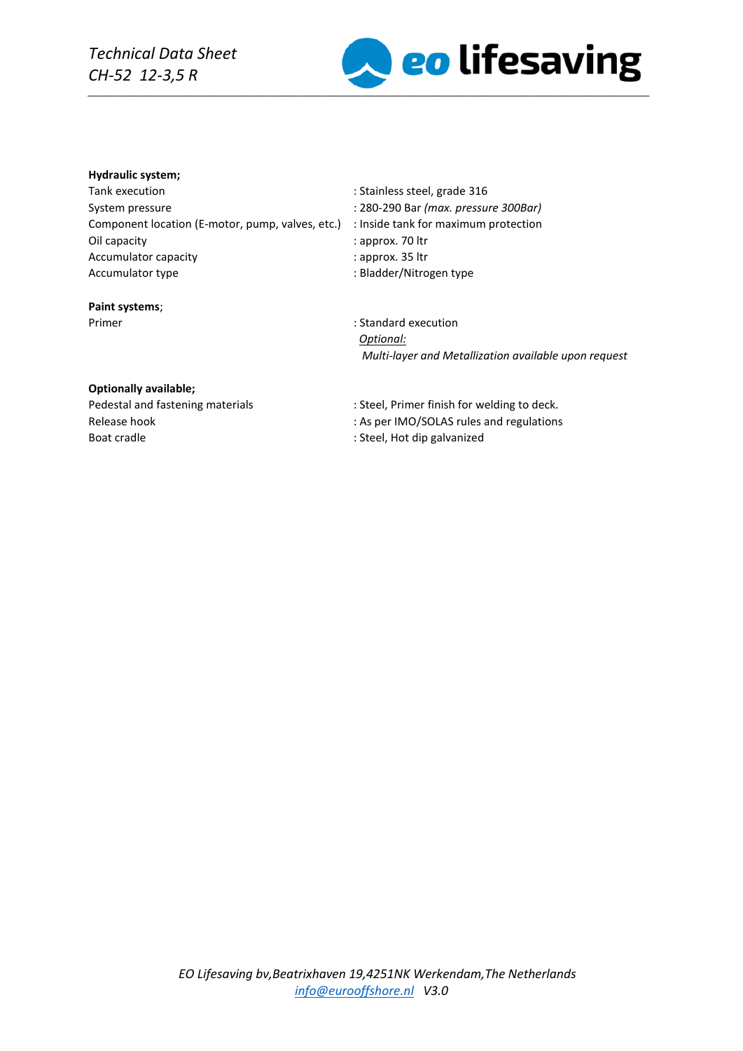**Hydraulic system;**

| | |
|---|---|
| Tank execution | : Stainless steel, grade 316 |
| System pressure | : 280-290 Bar *(max. pressure 300Bar)* |
| Component location (E-motor, pump, valves, etc.) | : Inside tank for maximum protection |
| Oil capacity | : approx. 70 ltr |
| Accumulator capacity | : approx. 35 ltr |
| Accumulator type | : Bladder/Nitrogen type |

**Paint systems**;

| | |
|---|---|
| Primer | : Standard execution |
| | *Optional:* |
| | *Multi-layer and Metallization available upon request* |

**Optionally available;**

| | |
|---|---|
| Pedestal and fastening materials | : Steel, Primer finish for welding to deck. |
| Release hook | : As per IMO/SOLAS rules and regulations |
| Boat cradle | : Steel, Hot dip galvanized |